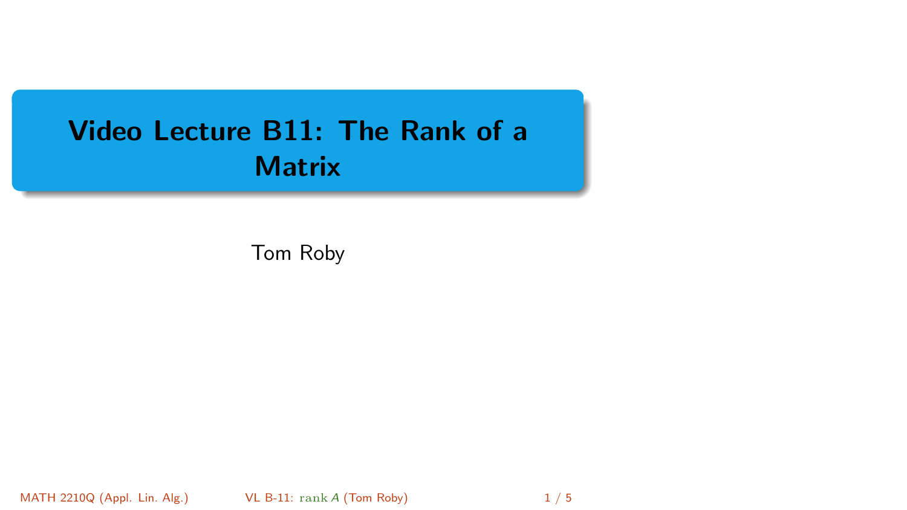# Video Lecture B11: The Rank of a Matrix

Tom Roby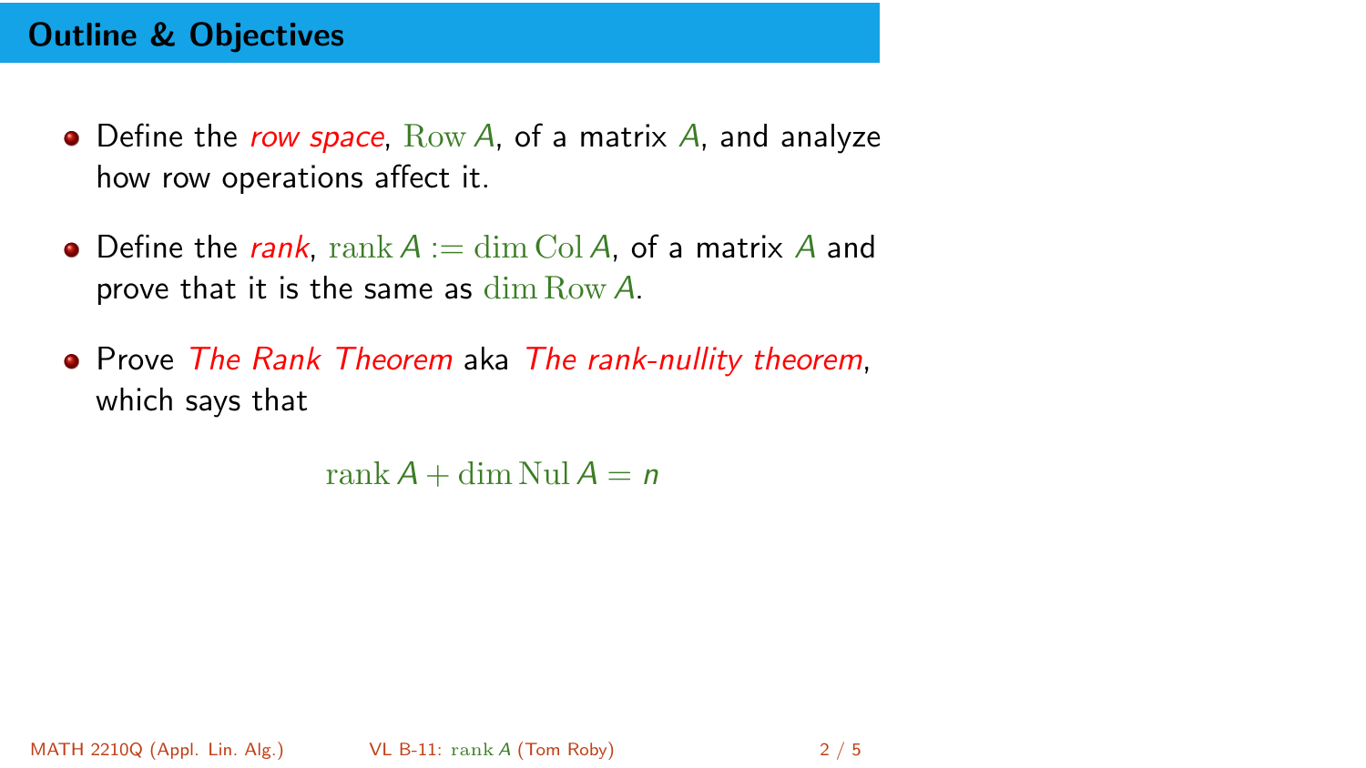## Outline & Objectives

- Define the *row space*, $\operatorname{Row} A$, of a matrix $A$, and analyze how row operations affect it.
- Define the *rank*, $\operatorname{rank} A := \dim \operatorname{Col} A$, of a matrix $A$ and prove that it is the same as $\dim \operatorname{Row} A$.
- Prove *The Rank Theorem* aka *The rank-nullity theorem*, which says that

$$\operatorname{rank} A + \dim \operatorname{Nul} A = n$$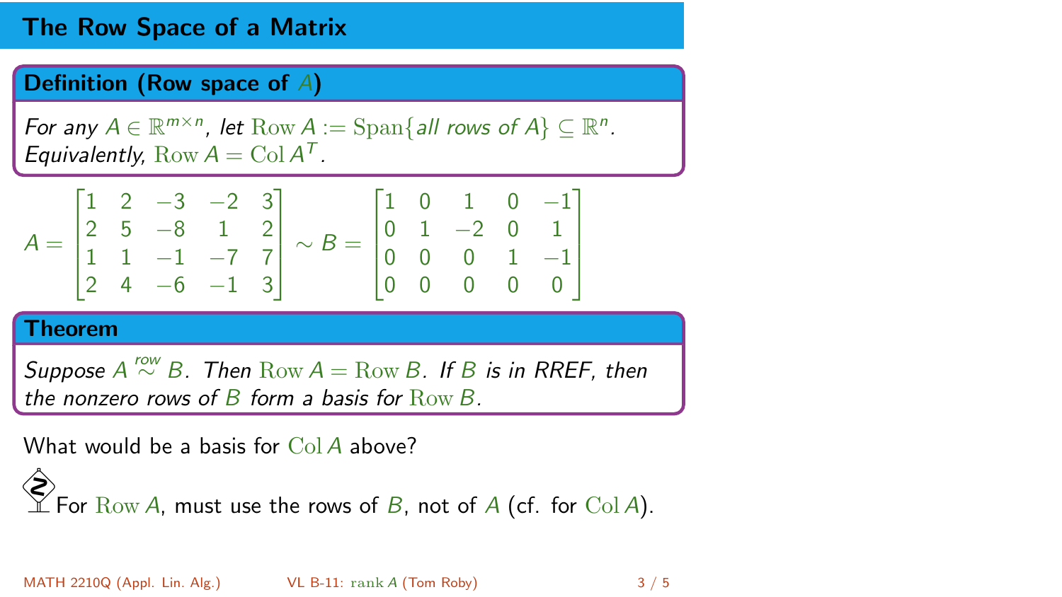# The Row Space of a Matrix

**Definition (Row space of $A$)**

*For any $A \in \mathbb{R}^{m \times n}$, let $\mathrm{Row}\, A := \mathrm{Span}\{\text{all rows of } A\} \subseteq \mathbb{R}^n$. Equivalently, $\mathrm{Row}\, A = \mathrm{Col}\, A^T$.*

$$A = \begin{bmatrix} 1 & 2 & -3 & -2 & 3 \\ 2 & 5 & -8 & 1 & 2 \\ 1 & 1 & -1 & -7 & 7 \\ 2 & 4 & -6 & -1 & 3 \end{bmatrix} \sim B = \begin{bmatrix} 1 & 0 & 1 & 0 & -1 \\ 0 & 1 & -2 & 0 & 1 \\ 0 & 0 & 0 & 1 & -1 \\ 0 & 0 & 0 & 0 & 0 \end{bmatrix}$$

**Theorem**

*Suppose $A \overset{row}{\sim} B$. Then $\mathrm{Row}\, A = \mathrm{Row}\, B$. If $B$ is in RREF, then the nonzero rows of $B$ form a basis for $\mathrm{Row}\, B$.*

What would be a basis for $\mathrm{Col}\, A$ above?

For $\mathrm{Row}\, A$, must use the rows of $B$, not of $A$ (cf. for $\mathrm{Col}\, A$).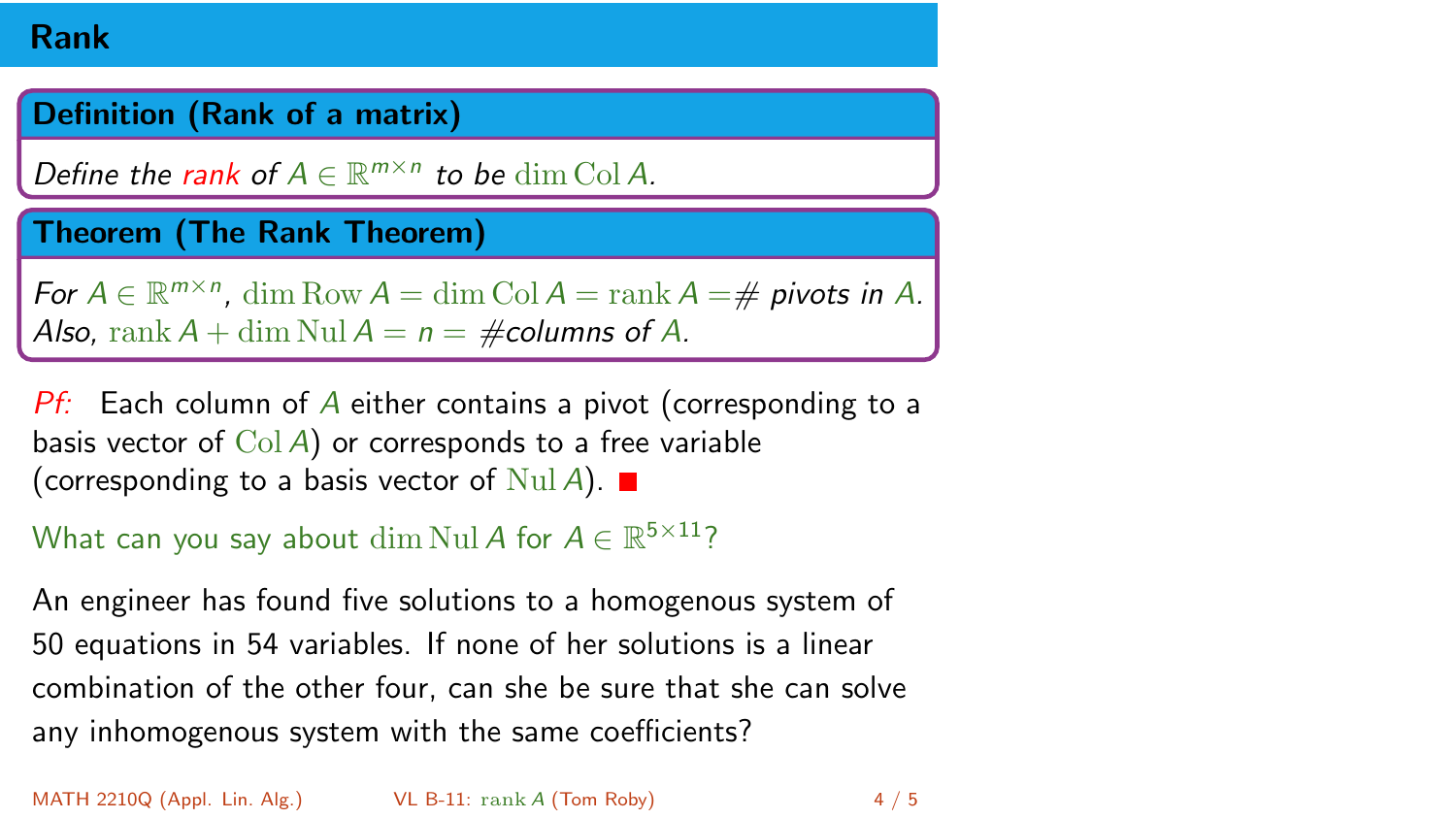## Rank

**Definition (Rank of a matrix)**

*Define the* *rank* *of* $A \in \mathbb{R}^{m \times n}$ *to be* $\dim \operatorname{Col} A$*.*

**Theorem (The Rank Theorem)**

*For* $A \in \mathbb{R}^{m \times n}$, $\dim \operatorname{Row} A = \dim \operatorname{Col} A = \operatorname{rank} A = \#$ *pivots in* $A$*.*
*Also,* $\operatorname{rank} A + \dim \operatorname{Nul} A = n = \#$*columns of* $A$*.*

*Pf:* Each column of $A$ either contains a pivot (corresponding to a basis vector of $\operatorname{Col} A$) or corresponds to a free variable (corresponding to a basis vector of $\operatorname{Nul} A$). ■

What can you say about $\dim \operatorname{Nul} A$ for $A \in \mathbb{R}^{5 \times 11}$?

An engineer has found five solutions to a homogenous system of 50 equations in 54 variables. If none of her solutions is a linear combination of the other four, can she be sure that she can solve any inhomogenous system with the same coefficients?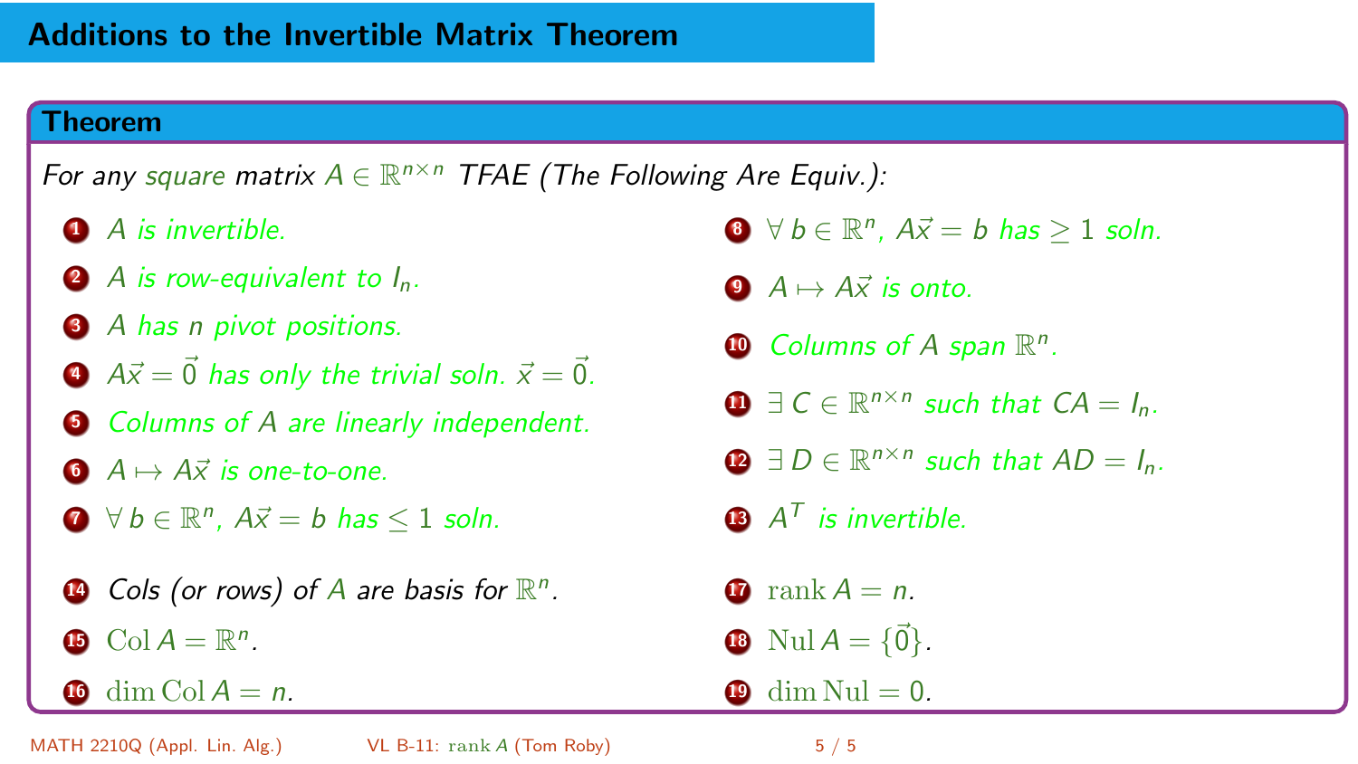## Additions to the Invertible Matrix Theorem

### Theorem

*For any square matrix $A \in \mathbb{R}^{n \times n}$ TFAE (The Following Are Equiv.):*

1. *$A$ is invertible.*
2. *$A$ is row-equivalent to $I_n$.*
3. *$A$ has $n$ pivot positions.*
4. *$A\vec{x} = \vec{0}$ has only the trivial soln. $\vec{x} = \vec{0}$.*
5. *Columns of $A$ are linearly independent.*
6. *$A \mapsto A\vec{x}$ is one-to-one.*
7. *$\forall\, b \in \mathbb{R}^n$, $A\vec{x} = b$ has $\leq 1$ soln.*
8. *$\forall\, b \in \mathbb{R}^n$, $A\vec{x} = b$ has $\geq 1$ soln.*
9. *$A \mapsto A\vec{x}$ is onto.*
10. *Columns of $A$ span $\mathbb{R}^n$.*
11. *$\exists\, C \in \mathbb{R}^{n \times n}$ such that $CA = I_n$.*
12. *$\exists\, D \in \mathbb{R}^{n \times n}$ such that $AD = I_n$.*
13. *$A^T$ is invertible.*
14. *Cols (or rows) of $A$ are basis for $\mathbb{R}^n$.*
15. $\operatorname{Col} A = \mathbb{R}^n$.
16. $\dim \operatorname{Col} A = n$.
17. $\operatorname{rank} A = n$.
18. $\operatorname{Nul} A = \{\vec{0}\}$.
19. $\dim \operatorname{Nul} = 0$.